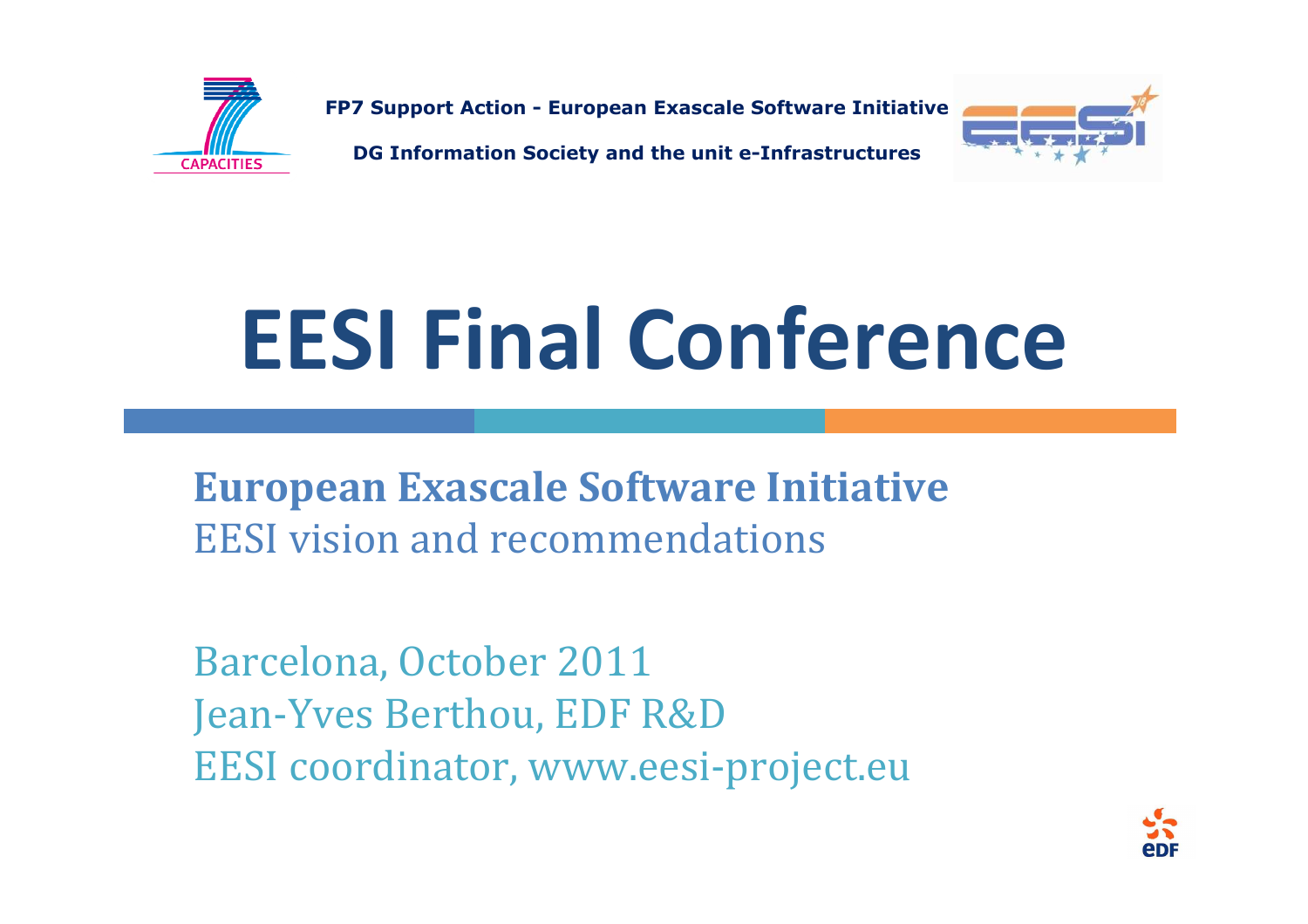FP7 Support Action - European Exascale Software Initiative

DG Information Society and the unit e-Infrastructures

# EESI Final Conference

**European Exascale Software Initiative**
EESI vision and recommendations

Barcelona, October 2011
Jean-Yves Berthou, EDF R&D
EESI coordinator, www.eesi-project.eu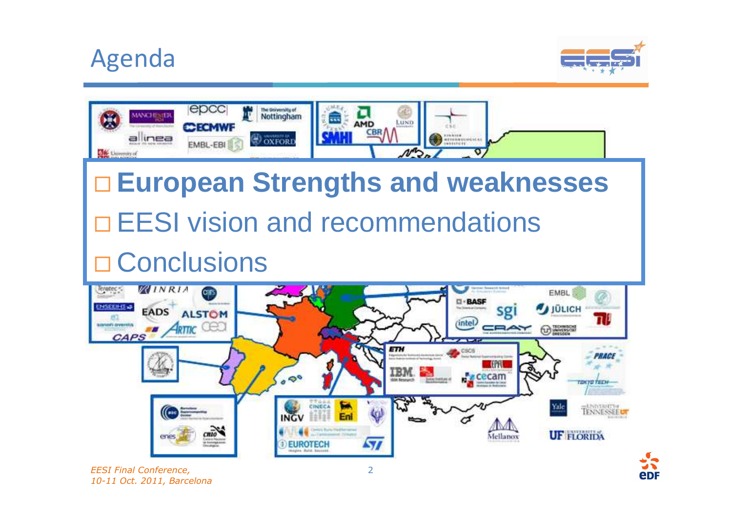# Agenda

- **European Strengths and weaknesses**
- EESI vision and recommendations
- Conclusions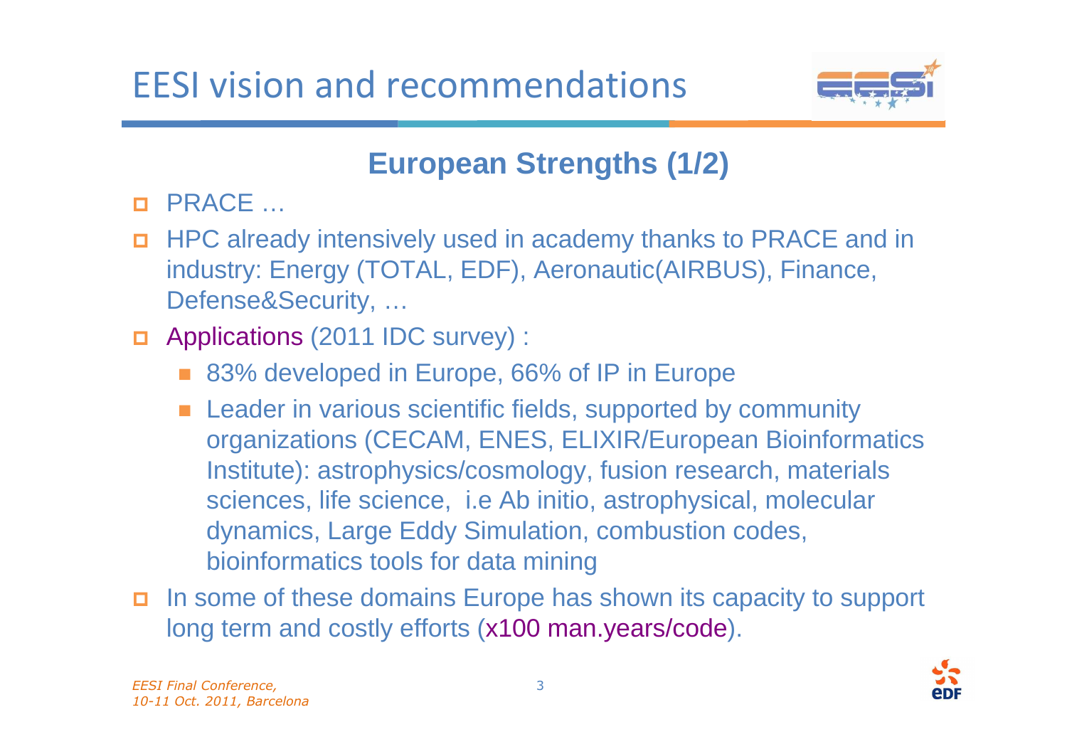# EESI vision and recommendations

## European Strengths (1/2)

- PRACE …
- HPC already intensively used in academy thanks to PRACE and in industry: Energy (TOTAL, EDF), Aeronautic(AIRBUS), Finance, Defense&Security, …
- Applications (2011 IDC survey) :
  - 83% developed in Europe, 66% of IP in Europe
  - Leader in various scientific fields, supported by community organizations (CECAM, ENES, ELIXIR/European Bioinformatics Institute): astrophysics/cosmology, fusion research, materials sciences, life science, i.e Ab initio, astrophysical, molecular dynamics, Large Eddy Simulation, combustion codes, bioinformatics tools for data mining
- In some of these domains Europe has shown its capacity to support long term and costly efforts (x100 man.years/code).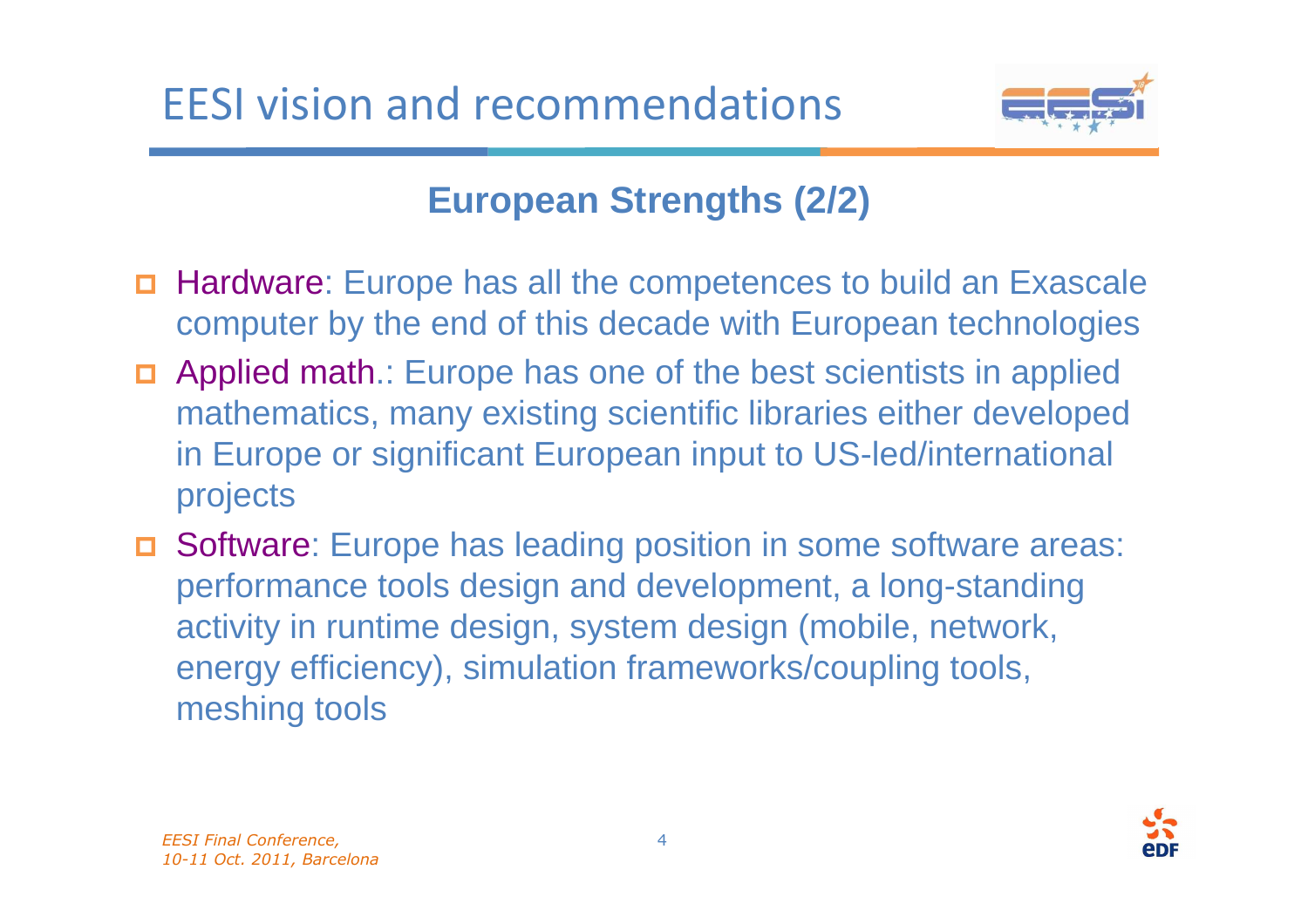# EESI vision and recommendations

## European Strengths (2/2)

- Hardware: Europe has all the competences to build an Exascale computer by the end of this decade with European technologies
- Applied math.: Europe has one of the best scientists in applied mathematics, many existing scientific libraries either developed in Europe or significant European input to US-led/international projects
- Software: Europe has leading position in some software areas: performance tools design and development, a long-standing activity in runtime design, system design (mobile, network, energy efficiency), simulation frameworks/coupling tools, meshing tools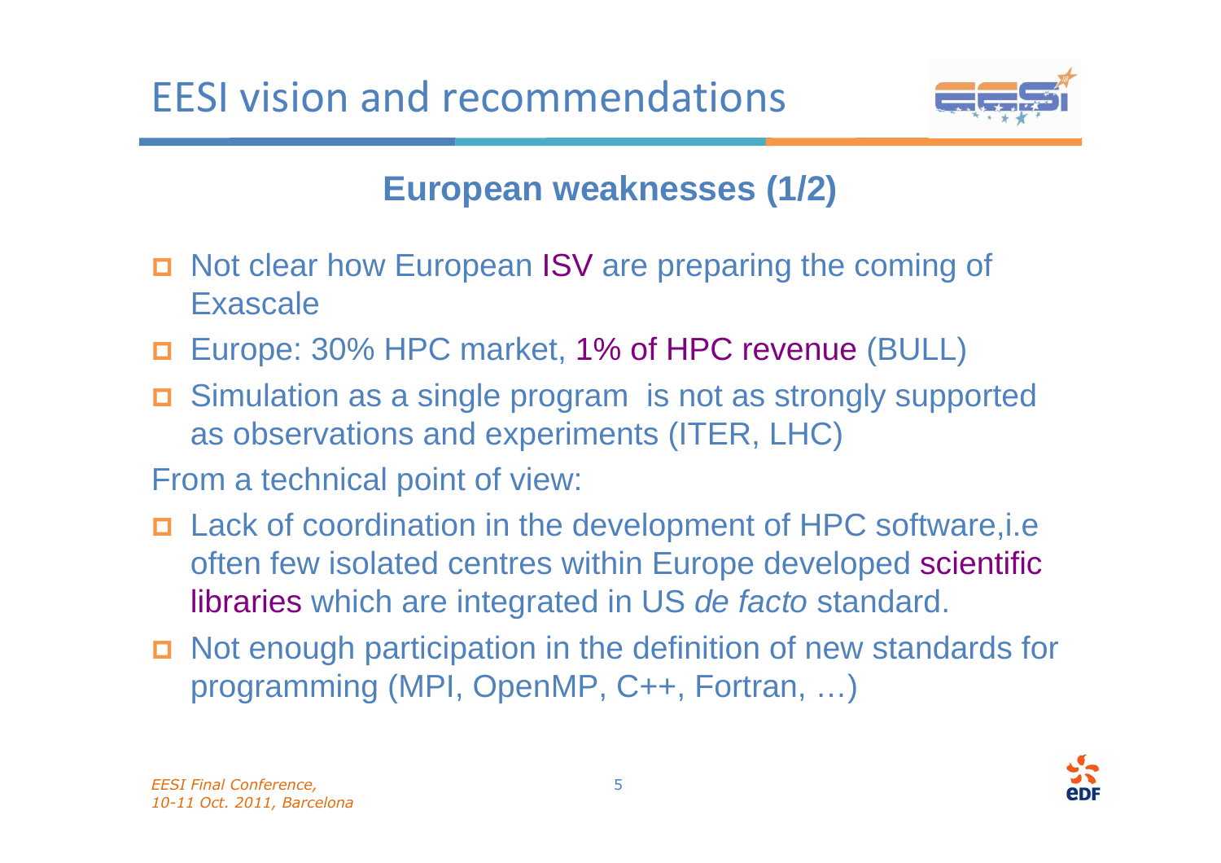# EESI vision and recommendations

## European weaknesses (1/2)

- Not clear how European ISV are preparing the coming of Exascale
- Europe: 30% HPC market, 1% of HPC revenue (BULL)
- Simulation as a single program is not as strongly supported as observations and experiments (ITER, LHC)

From a technical point of view:

- Lack of coordination in the development of HPC software,i.e often few isolated centres within Europe developed scientific libraries which are integrated in US *de facto* standard.
- Not enough participation in the definition of new standards for programming (MPI, OpenMP, C++, Fortran, …)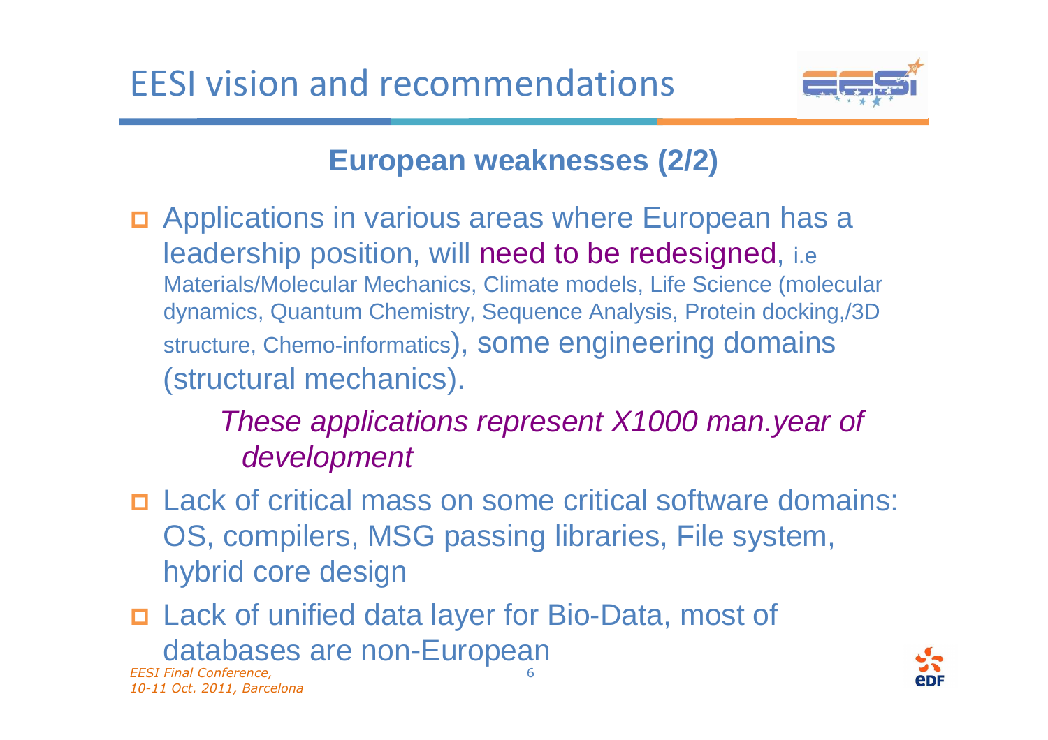# EESI vision and recommendations

## European weaknesses (2/2)

- Applications in various areas where European has a leadership position, will need to be redesigned, i.e Materials/Molecular Mechanics, Climate models, Life Science (molecular dynamics, Quantum Chemistry, Sequence Analysis, Protein docking,/3D structure, Chemo-informatics), some engineering domains (structural mechanics).

  *These applications represent X1000 man.year of development*

- Lack of critical mass on some critical software domains: OS, compilers, MSG passing libraries, File system, hybrid core design
- Lack of unified data layer for Bio-Data, most of databases are non-European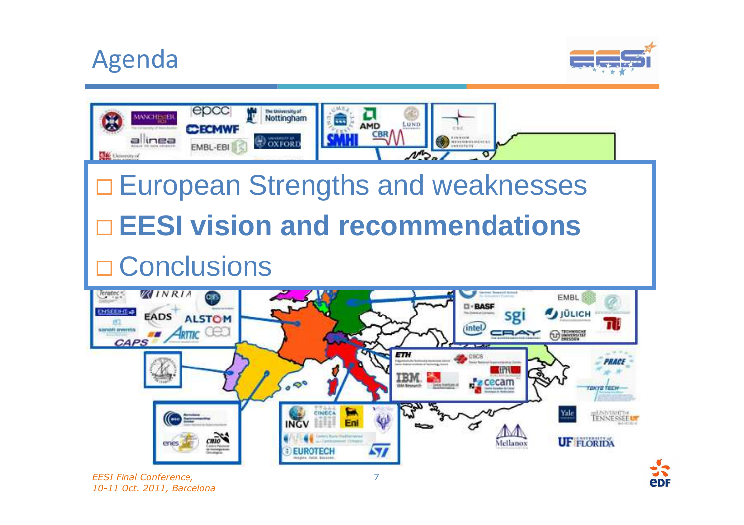# Agenda

- European Strengths and weaknesses
- **EESI vision and recommendations**
- Conclusions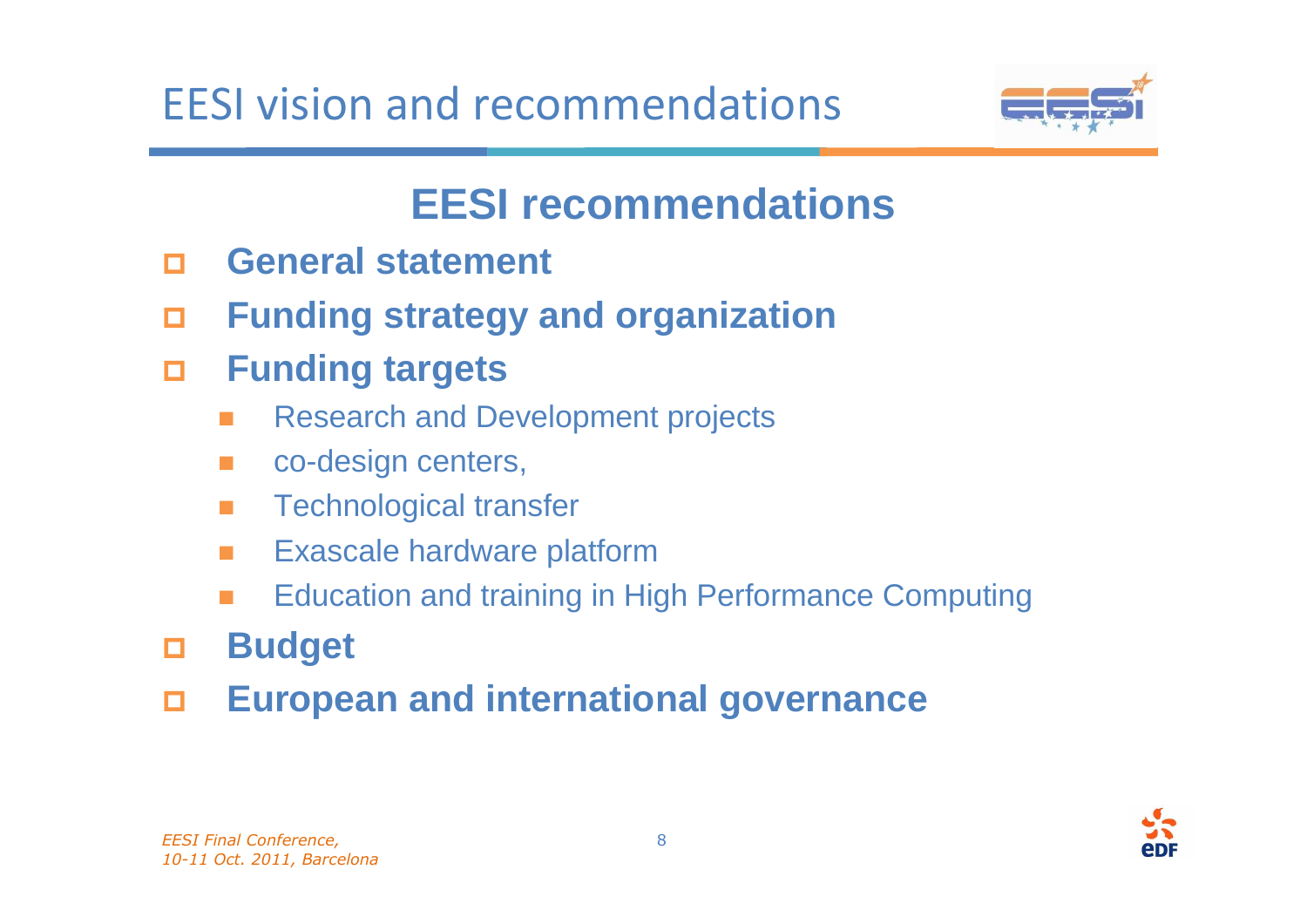# EESI vision and recommendations

## EESI recommendations

- **General statement**
- **Funding strategy and organization**
- **Funding targets**
  - Research and Development projects
  - co-design centers,
  - Technological transfer
  - Exascale hardware platform
  - Education and training in High Performance Computing
- **Budget**
- **European and international governance**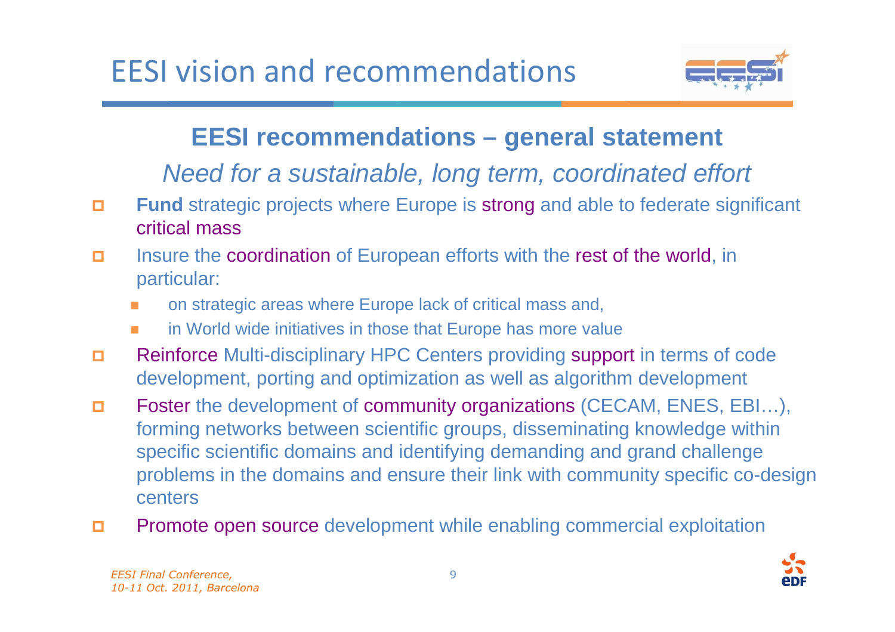# EESI vision and recommendations

## EESI recommendations – general statement

*Need for a sustainable, long term, coordinated effort*

- **Fund** strategic projects where Europe is strong and able to federate significant critical mass
- Insure the coordination of European efforts with the rest of the world, in particular:
  - on strategic areas where Europe lack of critical mass and,
  - in World wide initiatives in those that Europe has more value
- Reinforce Multi-disciplinary HPC Centers providing support in terms of code development, porting and optimization as well as algorithm development
- Foster the development of community organizations (CECAM, ENES, EBI…), forming networks between scientific groups, disseminating knowledge within specific scientific domains and identifying demanding and grand challenge problems in the domains and ensure their link with community specific co-design centers
- Promote open source development while enabling commercial exploitation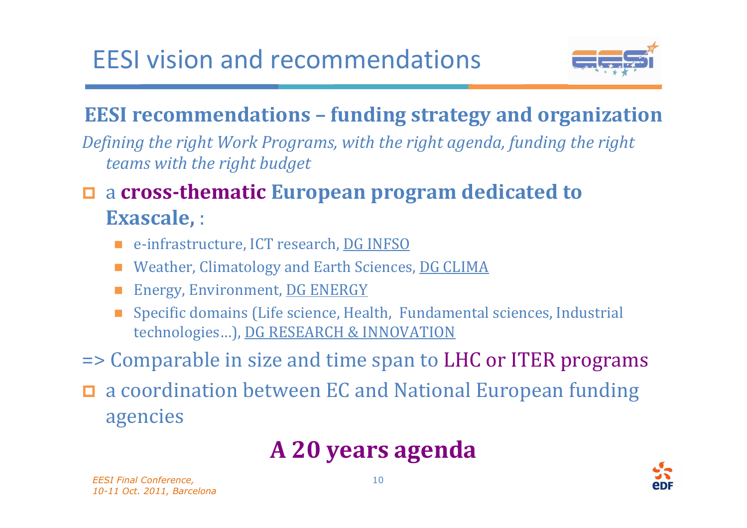# EESI vision and recommendations

## EESI recommendations – funding strategy and organization

*Defining the right Work Programs, with the right agenda, funding the right teams with the right budget*

- a **cross-thematic European program dedicated to Exascale,** :
  - e-infrastructure, ICT research, DG INFSO
  - Weather, Climatology and Earth Sciences, DG CLIMA
  - Energy, Environment, DG ENERGY
  - Specific domains (Life science, Health, Fundamental sciences, Industrial technologies…), DG RESEARCH & INNOVATION

=> Comparable in size and time span to LHC or ITER programs

- a coordination between EC and National European funding agencies

**A 20 years agenda**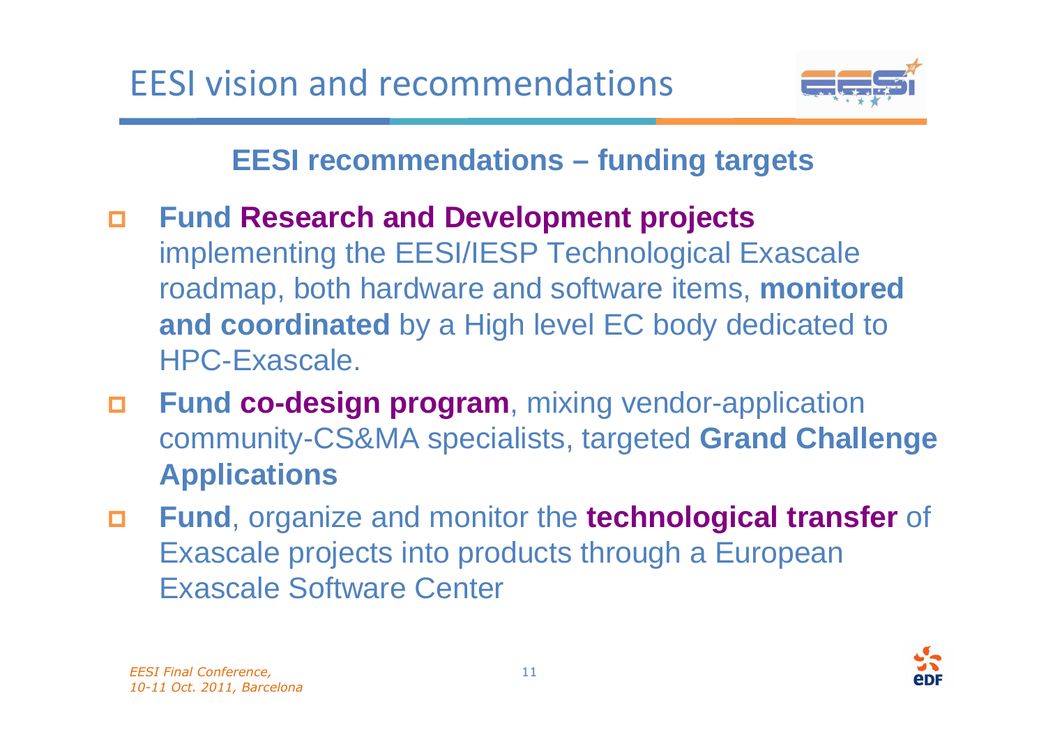# EESI vision and recommendations

## EESI recommendations – funding targets

- **Fund Research and Development projects** implementing the EESI/IESP Technological Exascale roadmap, both hardware and software items, **monitored and coordinated** by a High level EC body dedicated to HPC-Exascale.
- **Fund co-design program**, mixing vendor-application community-CS&MA specialists, targeted **Grand Challenge Applications**
- **Fund**, organize and monitor the **technological transfer** of Exascale projects into products through a European Exascale Software Center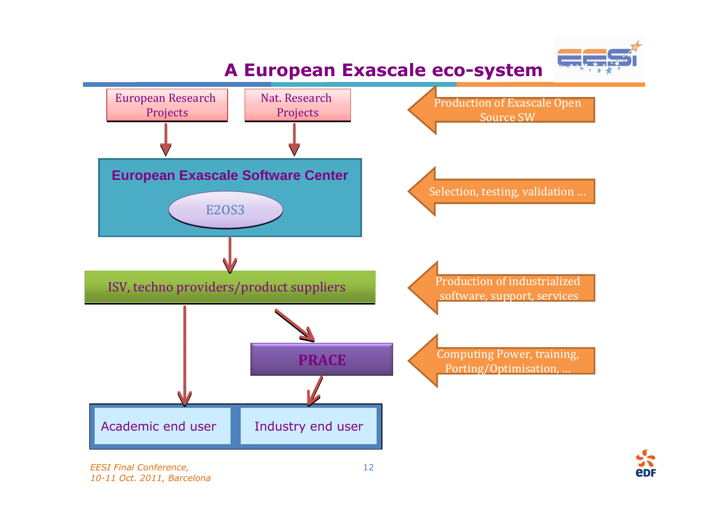# A European Exascale eco-system

European Research Projects

Nat. Research Projects

**European Exascale Software Center**

E2OS3

ISV, techno providers/product suppliers

**PRACE**

Academic end user

Industry end user

Production of Exascale Open Source SW

Selection, testing, validation …

Production of industrialized software, support, services

Computing Power, training, Porting/Optimisation, …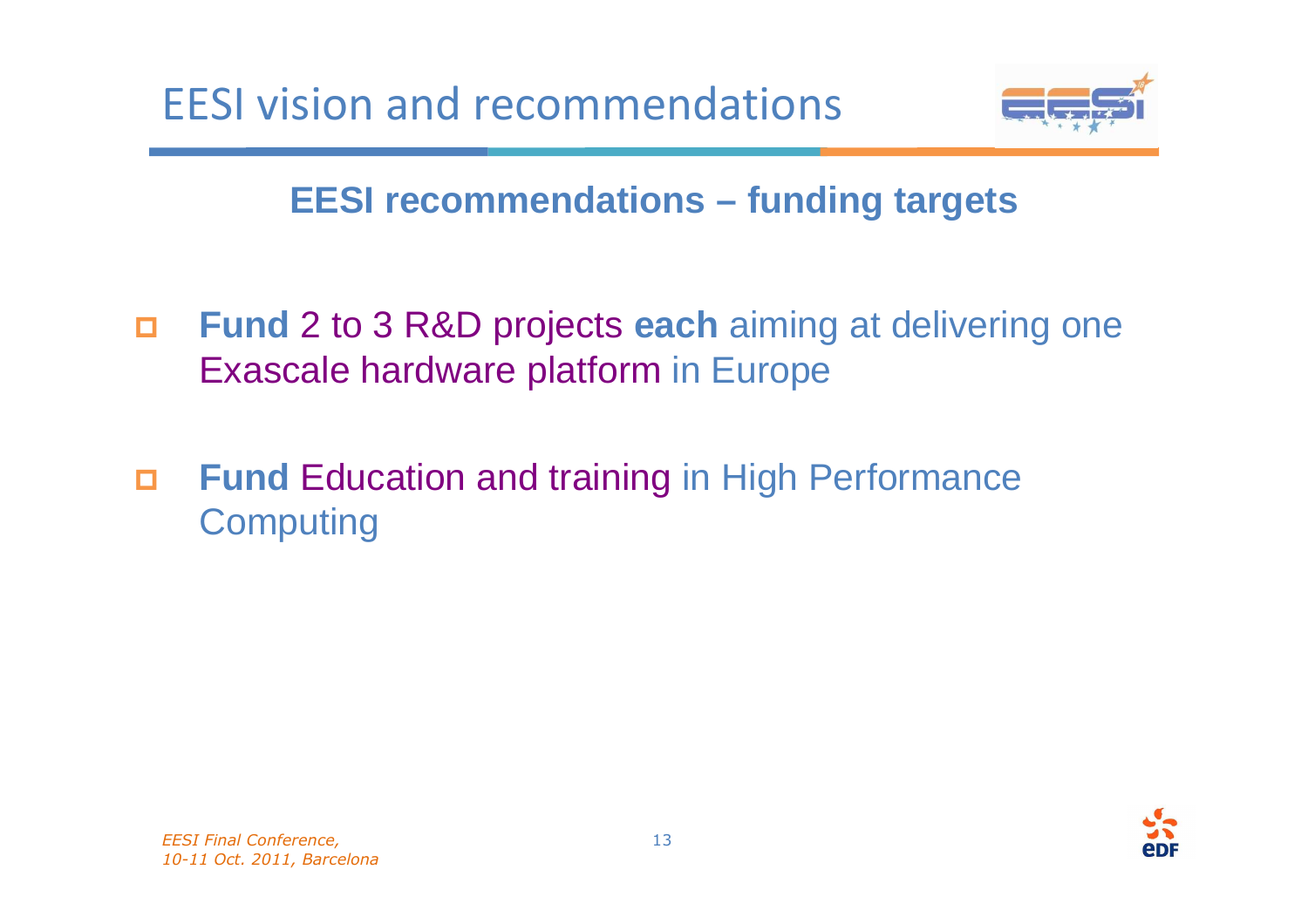# EESI vision and recommendations

## EESI recommendations – funding targets

- **Fund** 2 to 3 R&D projects **each** aiming at delivering one Exascale hardware platform in Europe
- **Fund** Education and training in High Performance Computing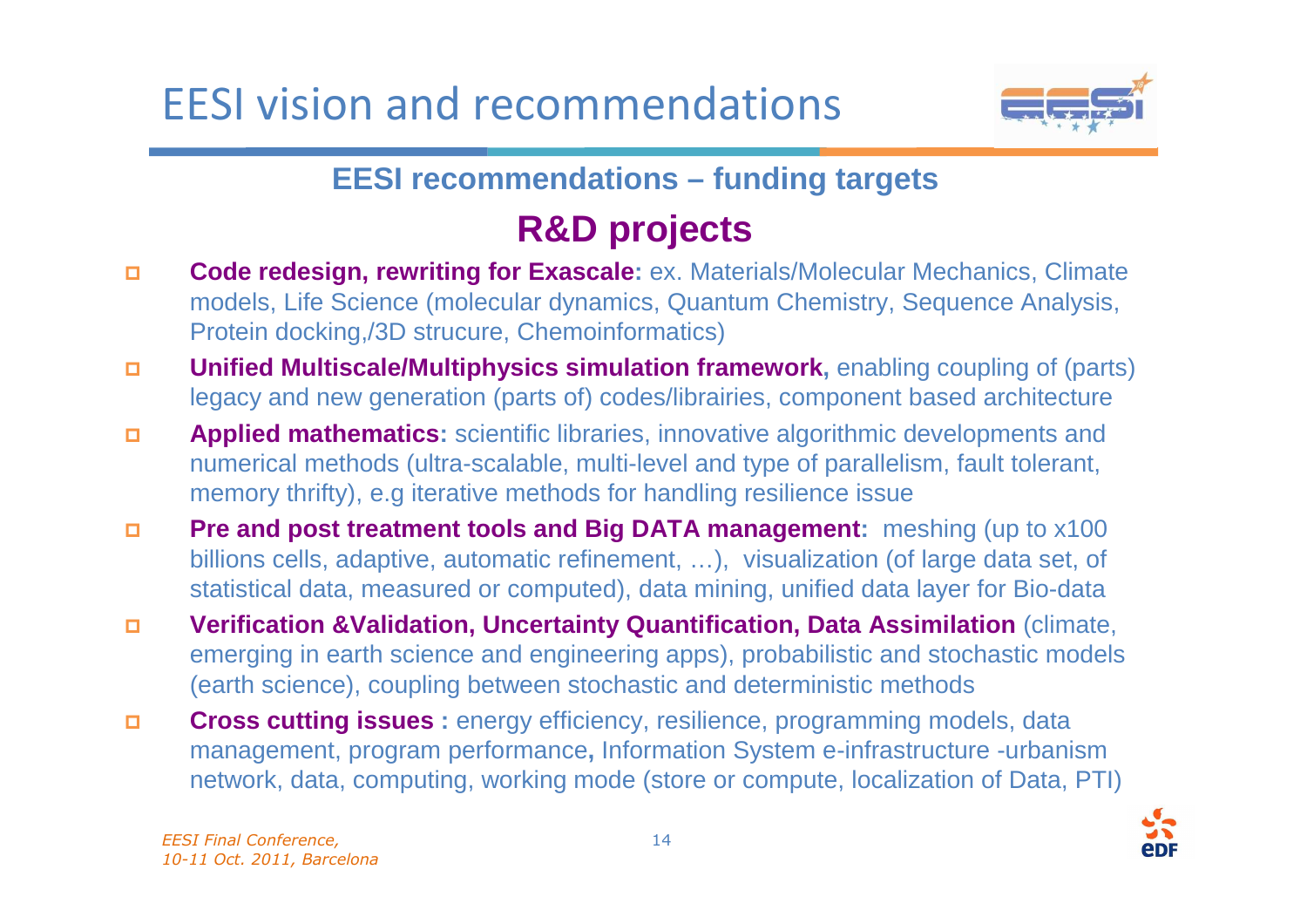# EESI vision and recommendations

## EESI recommendations – funding targets

## R&D projects

- **Code redesign, rewriting for Exascale:** ex. Materials/Molecular Mechanics, Climate models, Life Science (molecular dynamics, Quantum Chemistry, Sequence Analysis, Protein docking,/3D strucure, Chemoinformatics)
- **Unified Multiscale/Multiphysics simulation framework,** enabling coupling of (parts) legacy and new generation (parts of) codes/librairies, component based architecture
- **Applied mathematics:** scientific libraries, innovative algorithmic developments and numerical methods (ultra-scalable, multi-level and type of parallelism, fault tolerant, memory thrifty), e.g iterative methods for handling resilience issue
- **Pre and post treatment tools and Big DATA management:** meshing (up to x100 billions cells, adaptive, automatic refinement, …), visualization (of large data set, of statistical data, measured or computed), data mining, unified data layer for Bio-data
- **Verification &Validation, Uncertainty Quantification, Data Assimilation** (climate, emerging in earth science and engineering apps), probabilistic and stochastic models (earth science), coupling between stochastic and deterministic methods
- **Cross cutting issues :** energy efficiency, resilience, programming models, data management, program performance**,** Information System e-infrastructure -urbanism network, data, computing, working mode (store or compute, localization of Data, PTI)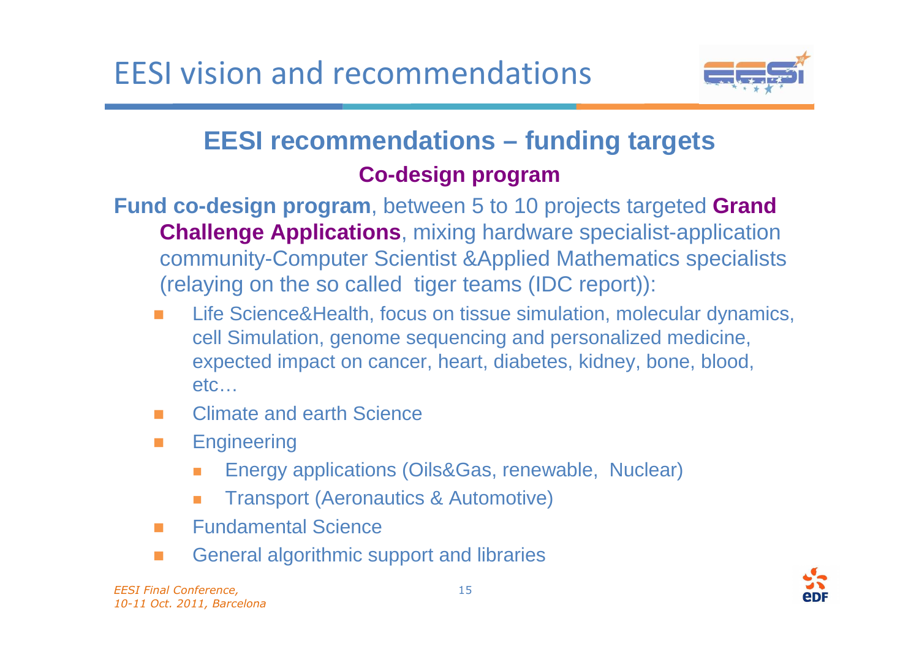# EESI vision and recommendations

## EESI recommendations – funding targets

### Co-design program

**Fund co-design program**, between 5 to 10 projects targeted **Grand Challenge Applications**, mixing hardware specialist-application community-Computer Scientist &Applied Mathematics specialists (relaying on the so called  tiger teams (IDC report)):

- Life Science&Health, focus on tissue simulation, molecular dynamics, cell Simulation, genome sequencing and personalized medicine, expected impact on cancer, heart, diabetes, kidney, bone, blood, etc…
- Climate and earth Science
- Engineering
  - Energy applications (Oils&Gas, renewable,  Nuclear)
  - Transport (Aeronautics & Automotive)
- Fundamental Science
- General algorithmic support and libraries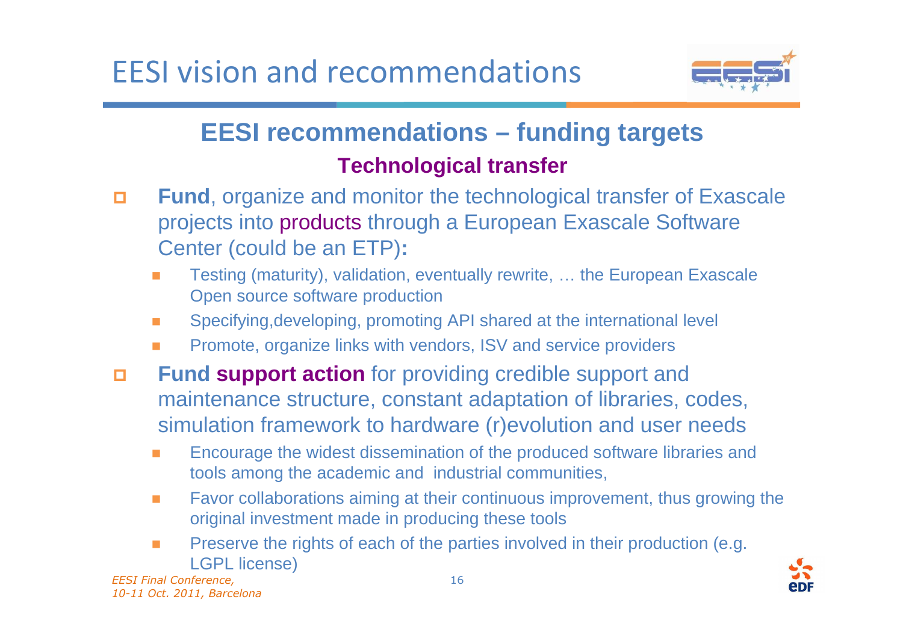# EESI vision and recommendations

## EESI recommendations – funding targets

### Technological transfer

- **Fund**, organize and monitor the technological transfer of Exascale projects into products through a European Exascale Software Center (could be an ETP)**:**
  - Testing (maturity), validation, eventually rewrite, … the European Exascale Open source software production
  - Specifying,developing, promoting API shared at the international level
  - Promote, organize links with vendors, ISV and service providers
- **Fund support action** for providing credible support and maintenance structure, constant adaptation of libraries, codes, simulation framework to hardware (r)evolution and user needs
  - Encourage the widest dissemination of the produced software libraries and tools among the academic and industrial communities,
  - Favor collaborations aiming at their continuous improvement, thus growing the original investment made in producing these tools
  - Preserve the rights of each of the parties involved in their production (e.g. LGPL license)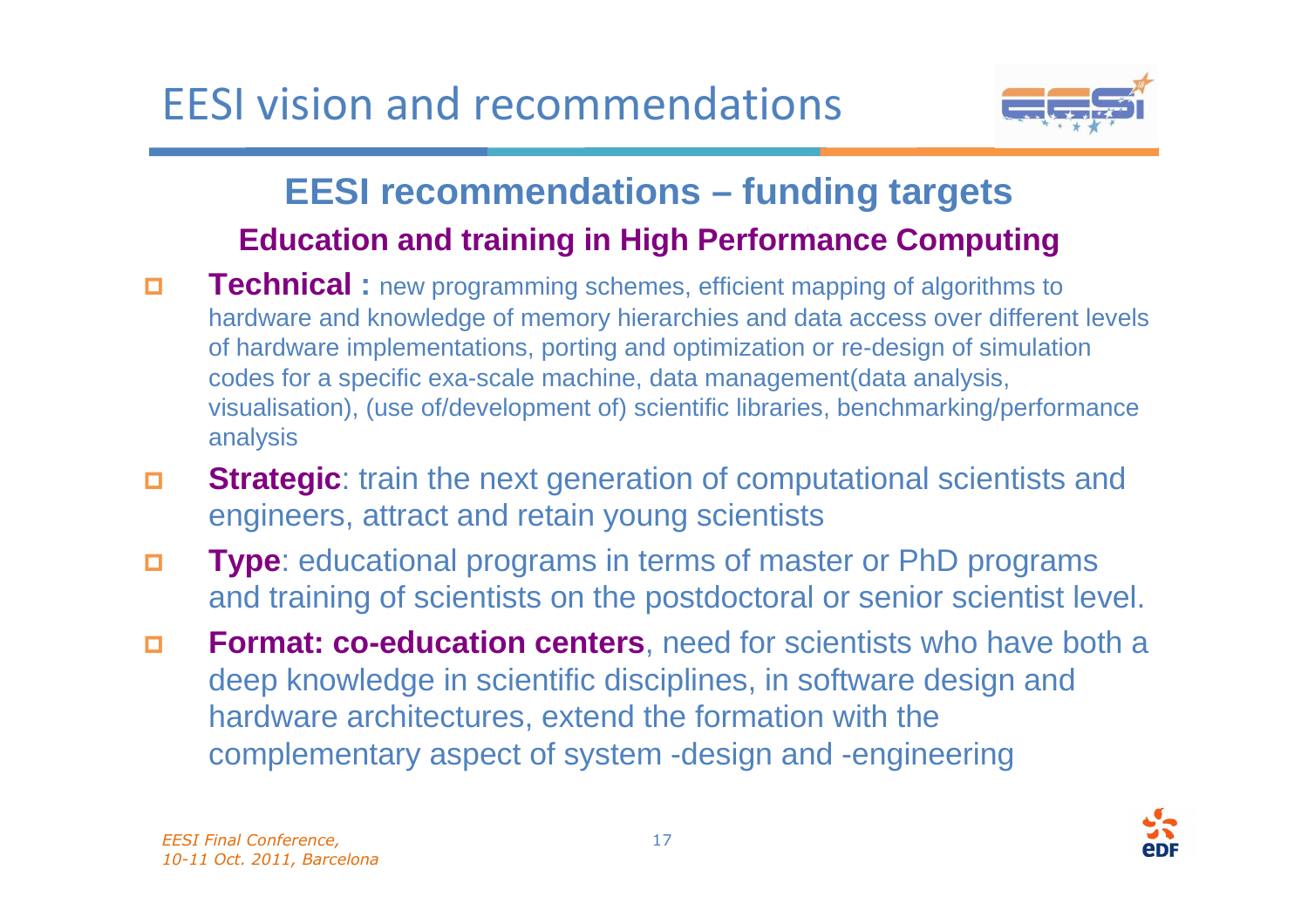# EESI vision and recommendations

## EESI recommendations – funding targets

### Education and training in High Performance Computing

- **Technical :** new programming schemes, efficient mapping of algorithms to hardware and knowledge of memory hierarchies and data access over different levels of hardware implementations, porting and optimization or re-design of simulation codes for a specific exa-scale machine, data management(data analysis, visualisation), (use of/development of) scientific libraries, benchmarking/performance analysis
- **Strategic**: train the next generation of computational scientists and engineers, attract and retain young scientists
- **Type**: educational programs in terms of master or PhD programs and training of scientists on the postdoctoral or senior scientist level.
- **Format: co-education centers**, need for scientists who have both a deep knowledge in scientific disciplines, in software design and hardware architectures, extend the formation with the complementary aspect of system -design and -engineering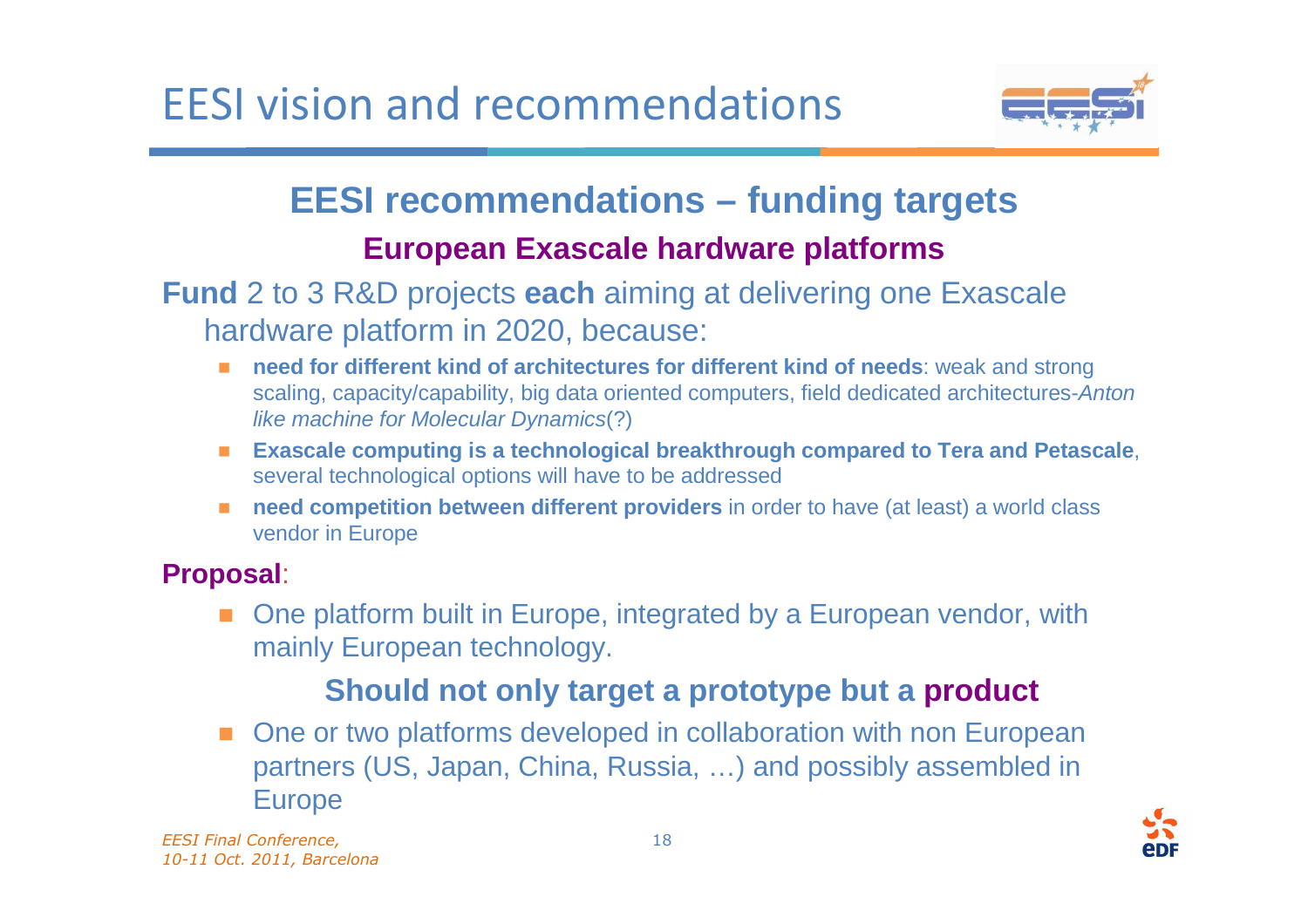# EESI vision and recommendations

## EESI recommendations – funding targets

### European Exascale hardware platforms

**Fund** 2 to 3 R&D projects **each** aiming at delivering one Exascale hardware platform in 2020, because:

- **need for different kind of architectures for different kind of needs**: weak and strong scaling, capacity/capability, big data oriented computers, field dedicated architectures-*Anton like machine for Molecular Dynamics*(?)
- **Exascale computing is a technological breakthrough compared to Tera and Petascale**, several technological options will have to be addressed
- **need competition between different providers** in order to have (at least) a world class vendor in Europe

**Proposal**:

- One platform built in Europe, integrated by a European vendor, with mainly European technology.

  **Should not only target a prototype but a product**

- One or two platforms developed in collaboration with non European partners (US, Japan, China, Russia, …) and possibly assembled in Europe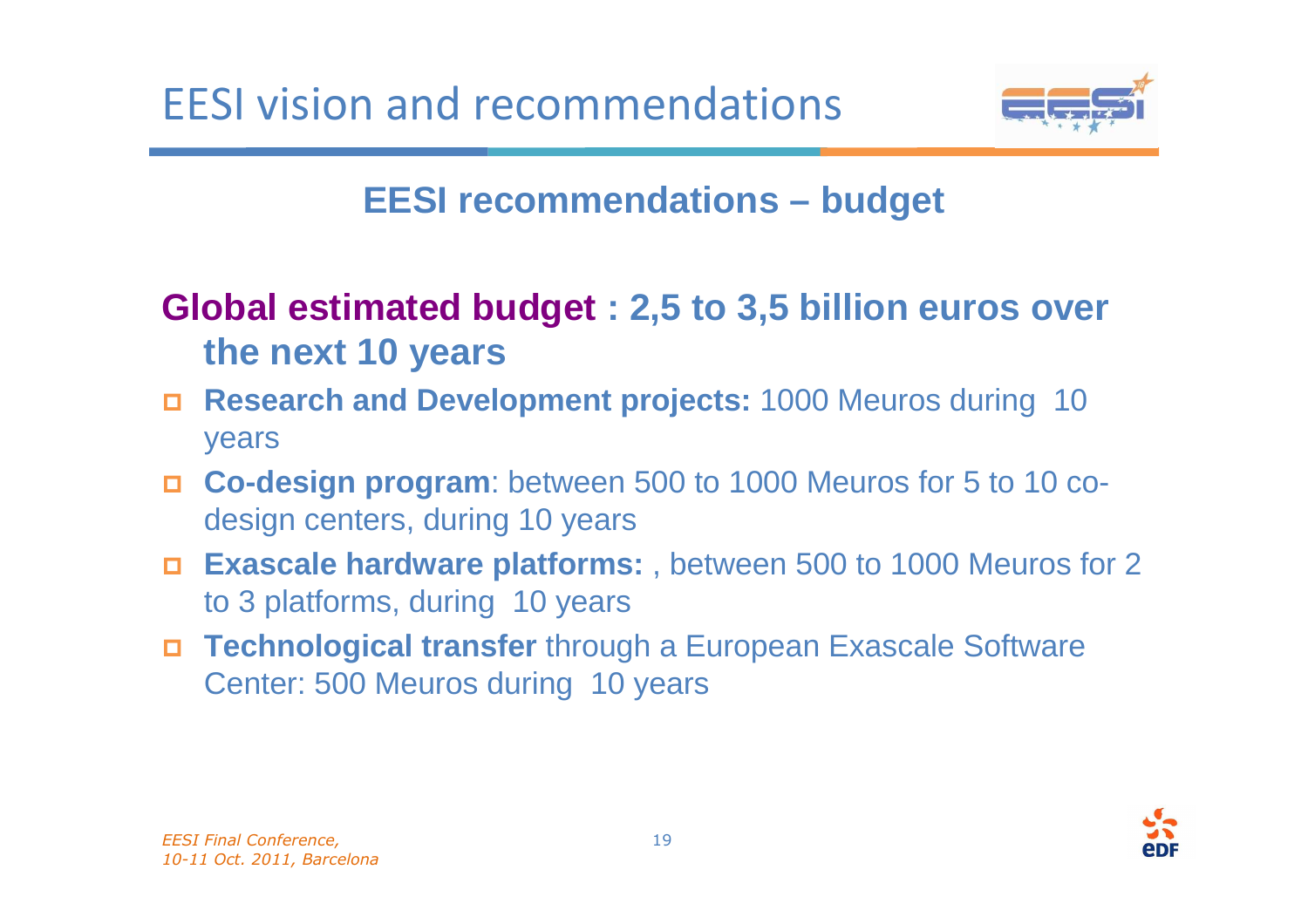# EESI vision and recommendations

## EESI recommendations – budget

**Global estimated budget : 2,5 to 3,5 billion euros over the next 10 years**

- **Research and Development projects:** 1000 Meuros during 10 years
- **Co-design program**: between 500 to 1000 Meuros for 5 to 10 co-design centers, during 10 years
- **Exascale hardware platforms:** , between 500 to 1000 Meuros for 2 to 3 platforms, during 10 years
- **Technological transfer** through a European Exascale Software Center: 500 Meuros during 10 years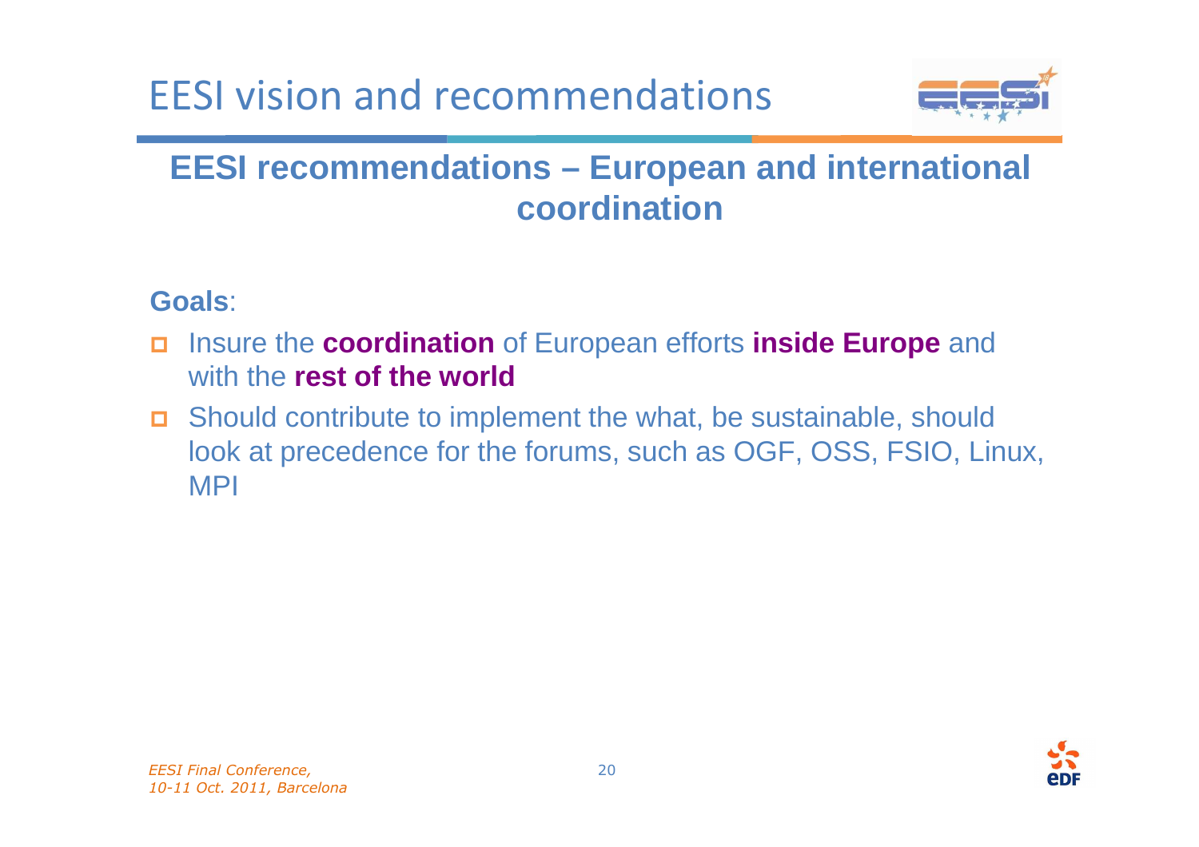# EESI vision and recommendations

## EESI recommendations – European and international coordination

**Goals**:

- Insure the **coordination** of European efforts **inside Europe** and with the **rest of the world**
- Should contribute to implement the what, be sustainable, should look at precedence for the forums, such as OGF, OSS, FSIO, Linux, MPI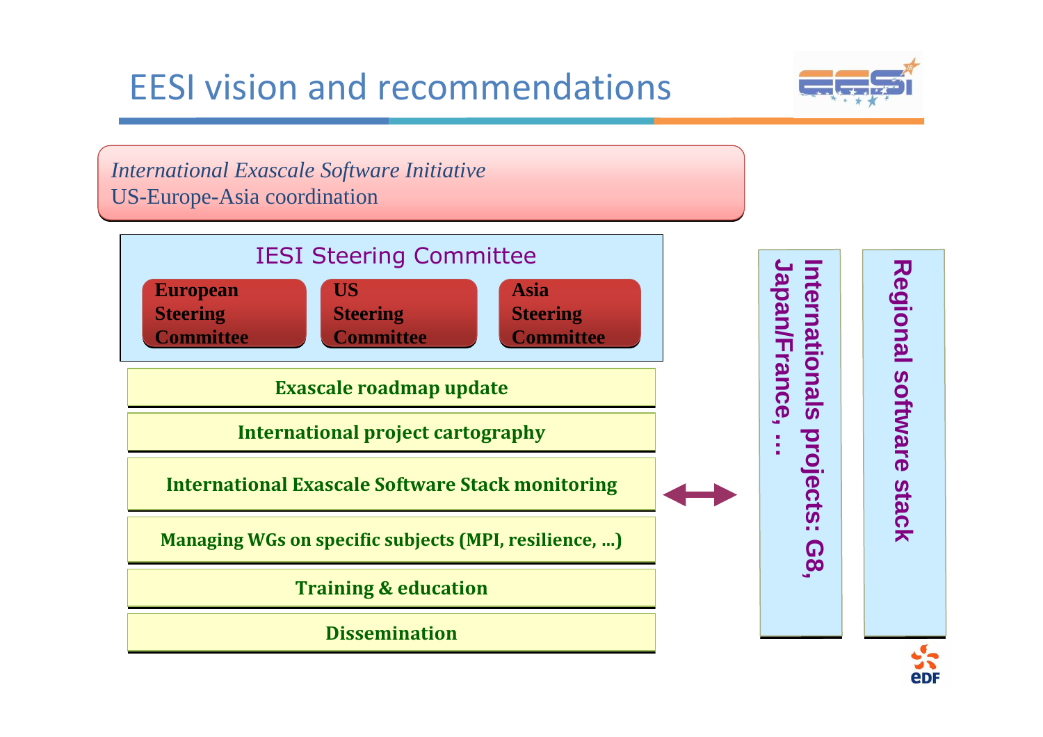# EESI vision and recommendations

*International Exascale Software Initiative*
US-Europe-Asia coordination

## IESI Steering Committee

- **European Steering Committee**
- **US Steering Committee**
- **Asia Steering Committee**

**Exascale roadmap update**

**International project cartography**

**International Exascale Software Stack monitoring**

**Managing WGs on specific subjects (MPI, resilience, …)**

**Training & education**

**Dissemination**

**Internationals projects: G8, Japan/France, …**

**Regional software stack**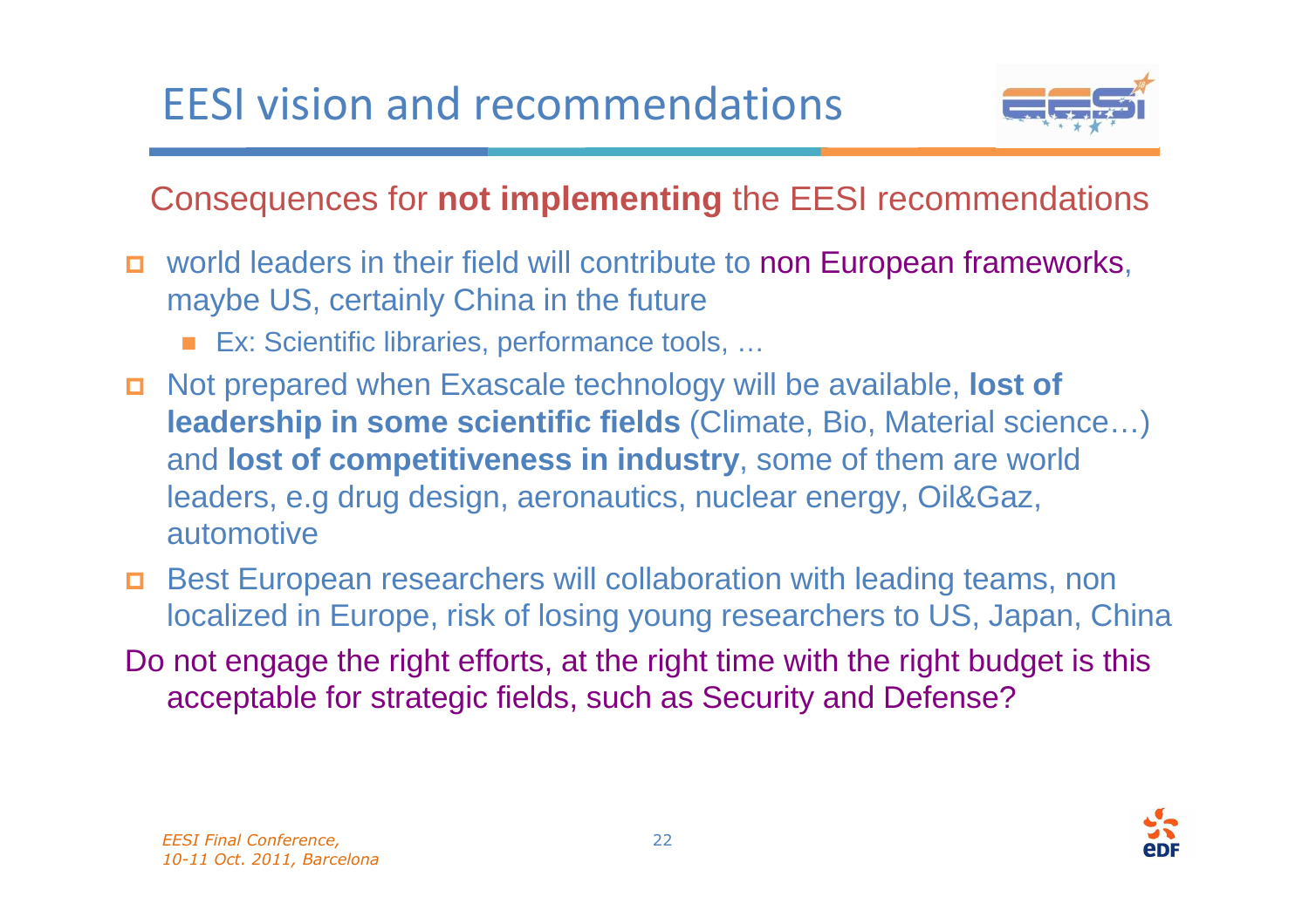# EESI vision and recommendations

## Consequences for **not implementing** the EESI recommendations

- world leaders in their field will contribute to non European frameworks, maybe US, certainly China in the future
  - Ex: Scientific libraries, performance tools, …
- Not prepared when Exascale technology will be available, **lost of leadership in some scientific fields** (Climate, Bio, Material science…) and **lost of competitiveness in industry**, some of them are world leaders, e.g drug design, aeronautics, nuclear energy, Oil&Gaz, automotive
- Best European researchers will collaboration with leading teams, non localized in Europe, risk of losing young researchers to US, Japan, China

Do not engage the right efforts, at the right time with the right budget is this acceptable for strategic fields, such as Security and Defense?

*EESI Final Conference, 10-11 Oct. 2011, Barcelona*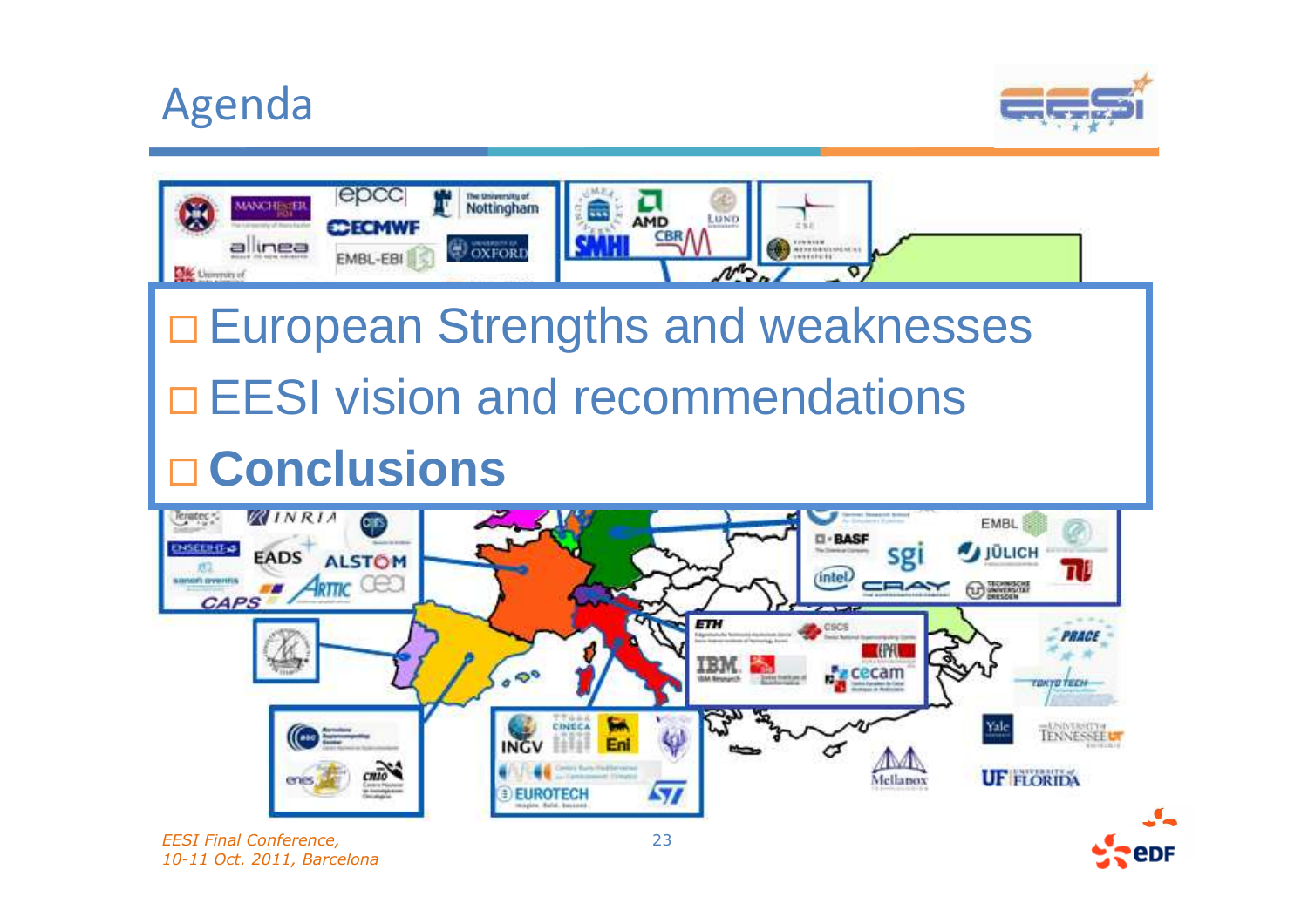# Agenda

- □ European Strengths and weaknesses
- □ EESI vision and recommendations
- □ **Conclusions**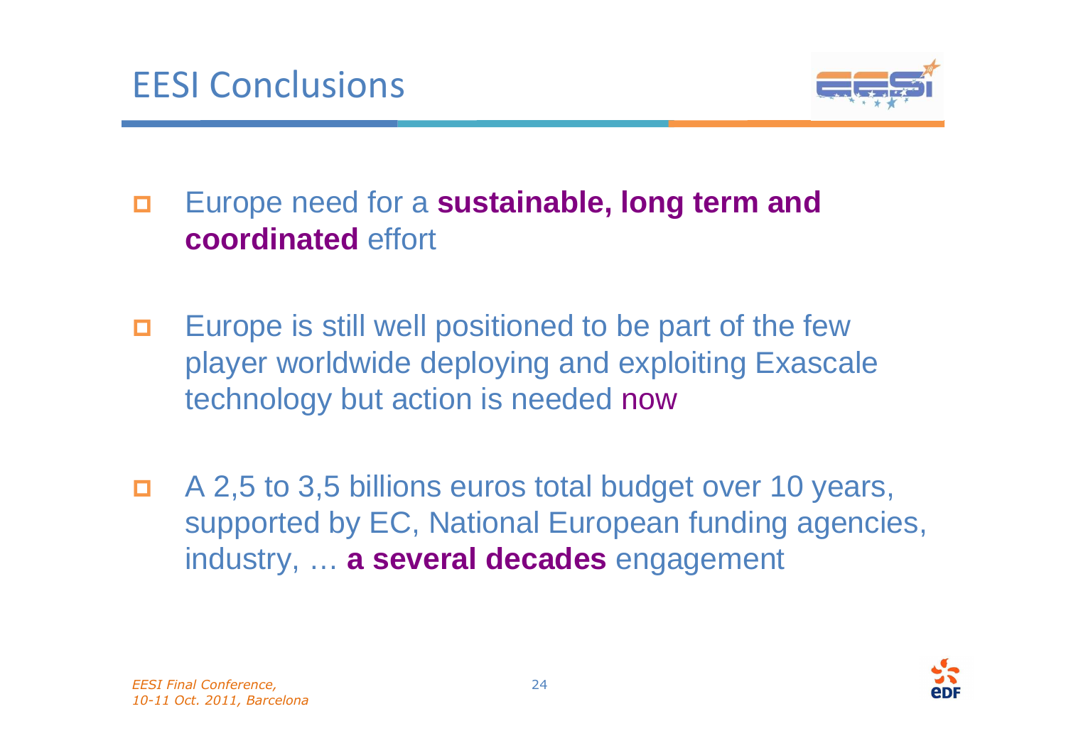# EESI Conclusions

- Europe need for a **sustainable, long term and coordinated** effort
- Europe is still well positioned to be part of the few player worldwide deploying and exploiting Exascale technology but action is needed now
- A 2,5 to 3,5 billions euros total budget over 10 years, supported by EC, National European funding agencies, industry, … **a several decades** engagement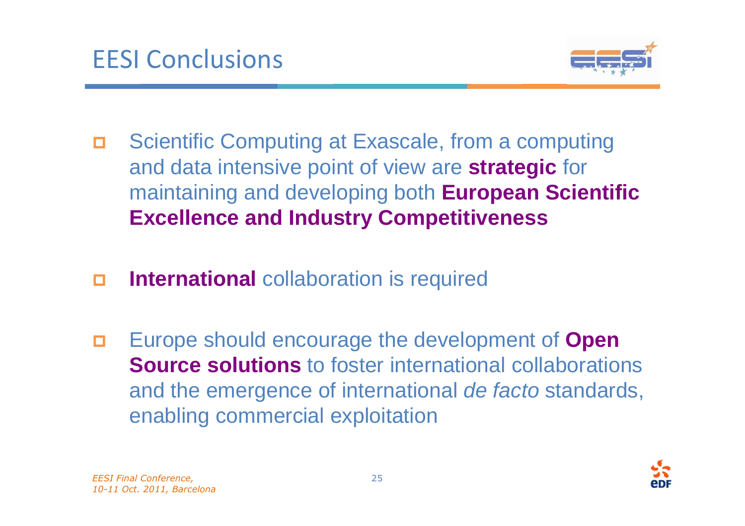# EESI Conclusions

- Scientific Computing at Exascale, from a computing and data intensive point of view are **strategic** for maintaining and developing both **European Scientific Excellence and Industry Competitiveness**

- **International** collaboration is required

- Europe should encourage the development of **Open Source solutions** to foster international collaborations and the emergence of international *de facto* standards, enabling commercial exploitation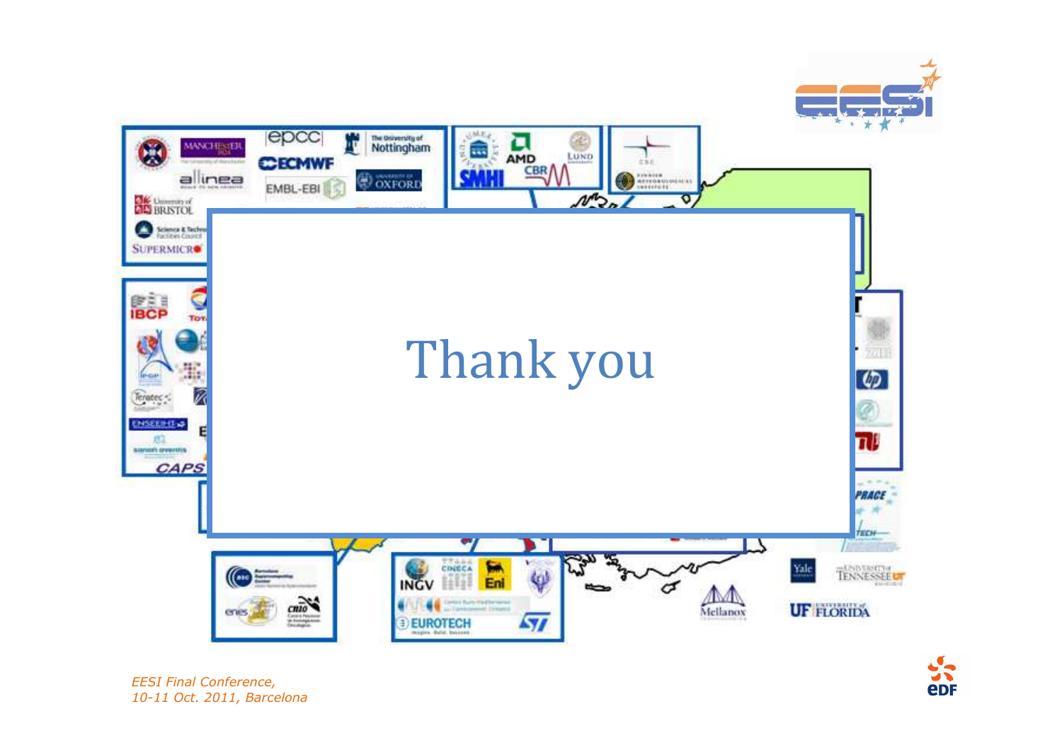# Thank you

*EESI Final Conference,*
*10-11 Oct. 2011, Barcelona*